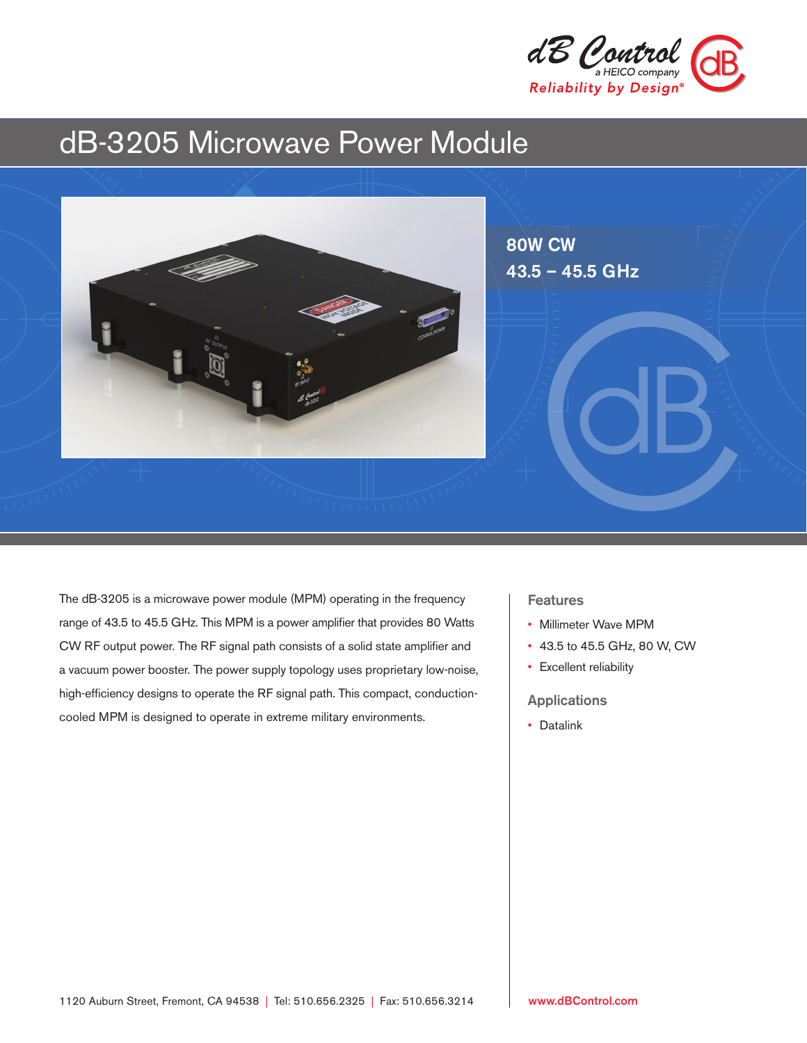dB Control
a HEICO company
Reliability by Design®

# dB-3205 Microwave Power Module

**80W CW**

**43.5 – 45.5 GHz**

The dB-3205 is a microwave power module (MPM) operating in the frequency range of 43.5 to 45.5 GHz. This MPM is a power amplifier that provides 80 Watts CW RF output power. The RF signal path consists of a solid state amplifier and a vacuum power booster. The power supply topology uses proprietary low-noise, high-efficiency designs to operate the RF signal path. This compact, conduction-cooled MPM is designed to operate in extreme military environments.

## Features

- Millimeter Wave MPM
- 43.5 to 45.5 GHz, 80 W, CW
- Excellent reliability

## Applications

- Datalink

1120 Auburn Street, Fremont, CA 94538 | Tel: 510.656.2325 | Fax: 510.656.3214

www.dBControl.com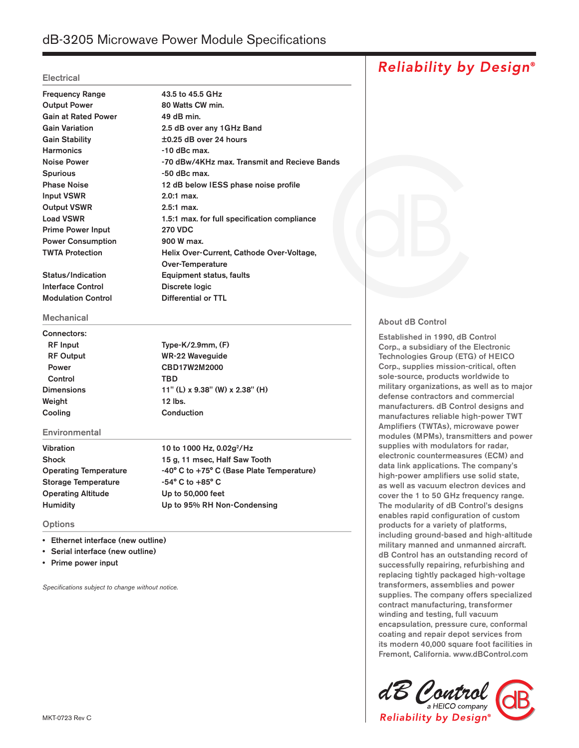# dB-3205 Microwave Power Module Specifications

## Electrical

| | |
|---|---|
| Frequency Range | 43.5 to 45.5 GHz |
| Output Power | 80 Watts CW min. |
| Gain at Rated Power | 49 dB min. |
| Gain Variation | 2.5 dB over any 1GHz Band |
| Gain Stability | ±0.25 dB over 24 hours |
| Harmonics | -10 dBc max. |
| Noise Power | -70 dBw/4KHz max. Transmit and Recieve Bands |
| Spurious | -50 dBc max. |
| Phase Noise | 12 dB below IESS phase noise profile |
| Input VSWR | 2.0:1 max. |
| Output VSWR | 2.5:1 max. |
| Load VSWR | 1.5:1 max. for full specification compliance |
| Prime Power Input | 270 VDC |
| Power Consumption | 900 W max. |
| TWTA Protection | Helix Over-Current, Cathode Over-Voltage, Over-Temperature |
| Status/Indication | Equipment status, faults |
| Interface Control | Discrete logic |
| Modulation Control | Differential or TTL |

## Mechanical

| | |
|---|---|
| Connectors: | |
| RF Input | Type-K/2.9mm, (F) |
| RF Output | WR-22 Waveguide |
| Power | CBD17W2M2000 |
| Control | TBD |
| Dimensions | 11" (L) x 9.38" (W) x 2.38" (H) |
| Weight | 12 lbs. |
| Cooling | Conduction |

## Environmental

| | |
|---|---|
| Vibration | 10 to 1000 Hz, $0.02g^2$/Hz |
| Shock | 15 g, 11 msec, Half Saw Tooth |
| Operating Temperature | -40° C to +75° C (Base Plate Temperature) |
| Storage Temperature | -54° C to +85° C |
| Operating Altitude | Up to 50,000 feet |
| Humidity | Up to 95% RH Non-Condensing |

## Options

- Ethernet interface (new outline)
- Serial interface (new outline)
- Prime power input

*Specifications subject to change without notice.*

MKT-0723 Rev C

**Reliability by Design®**

## About dB Control

Established in 1990, dB Control Corp., a subsidiary of the Electronic Technologies Group (ETG) of HEICO Corp., supplies mission-critical, often sole-source, products worldwide to military organizations, as well as to major defense contractors and commercial manufacturers. dB Control designs and manufactures reliable high-power TWT Amplifiers (TWTAs), microwave power modules (MPMs), transmitters and power supplies with modulators for radar, electronic countermeasures (ECM) and data link applications. The company's high-power amplifiers use solid state, as well as vacuum electron devices and cover the 1 to 50 GHz frequency range. The modularity of dB Control's designs enables rapid configuration of custom products for a variety of platforms, including ground-based and high-altitude military manned and unmanned aircraft. dB Control has an outstanding record of successfully repairing, refurbishing and replacing tightly packaged high-voltage transformers, assemblies and power supplies. The company offers specialized contract manufacturing, transformer winding and testing, full vacuum encapsulation, pressure cure, conformal coating and repair depot services from its modern 40,000 square foot facilities in Fremont, California. www.dBControl.com

dB Control
a HEICO company
Reliability by Design®